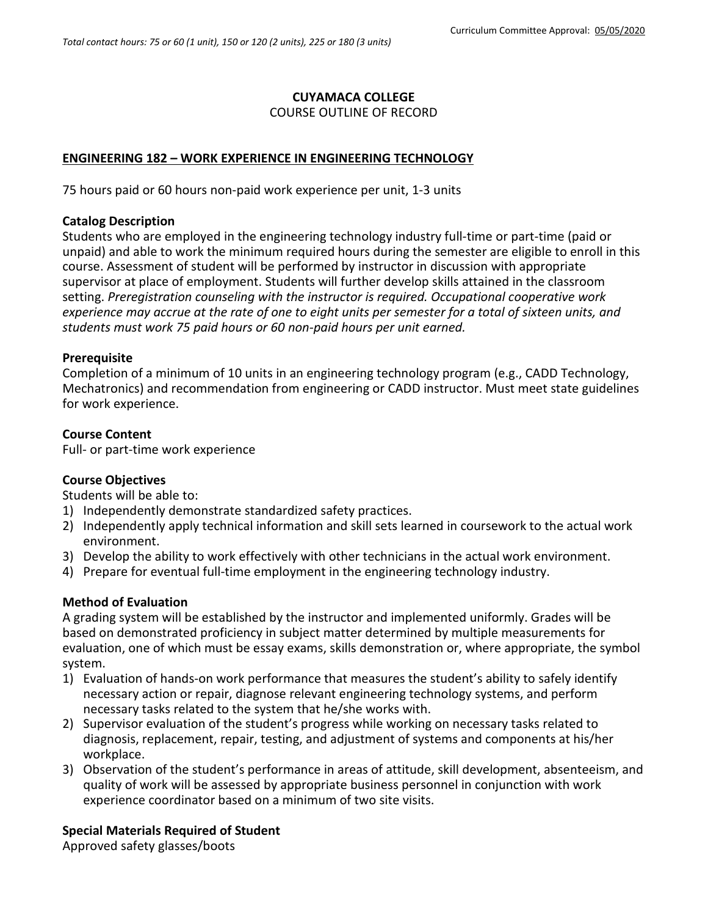Total contact hours: 75 or 60 (1 unit), 150 or 120 (2 units), 225 or 180 (3 units)

Curriculum Committee Approval: 05/05/2020

**CUYAMACA COLLEGE**

COURSE OUTLINE OF RECORD

**ENGINEERING 182 – WORK EXPERIENCE IN ENGINEERING TECHNOLOGY**

75 hours paid or 60 hours non-paid work experience per unit, 1-3 units

**Catalog Description**

Students who are employed in the engineering technology industry full-time or part-time (paid or unpaid) and able to work the minimum required hours during the semester are eligible to enroll in this course. Assessment of student will be performed by instructor in discussion with appropriate supervisor at place of employment. Students will further develop skills attained in the classroom setting. *Preregistration counseling with the instructor is required. Occupational cooperative work experience may accrue at the rate of one to eight units per semester for a total of sixteen units, and students must work 75 paid hours or 60 non-paid hours per unit earned.*

**Prerequisite**

Completion of a minimum of 10 units in an engineering technology program (e.g., CADD Technology, Mechatronics) and recommendation from engineering or CADD instructor. Must meet state guidelines for work experience.

**Course Content**

Full- or part-time work experience

**Course Objectives**

Students will be able to:

1) Independently demonstrate standardized safety practices.
2) Independently apply technical information and skill sets learned in coursework to the actual work environment.
3) Develop the ability to work effectively with other technicians in the actual work environment.
4) Prepare for eventual full-time employment in the engineering technology industry.

**Method of Evaluation**

A grading system will be established by the instructor and implemented uniformly. Grades will be based on demonstrated proficiency in subject matter determined by multiple measurements for evaluation, one of which must be essay exams, skills demonstration or, where appropriate, the symbol system.

1) Evaluation of hands-on work performance that measures the student's ability to safely identify necessary action or repair, diagnose relevant engineering technology systems, and perform necessary tasks related to the system that he/she works with.
2) Supervisor evaluation of the student's progress while working on necessary tasks related to diagnosis, replacement, repair, testing, and adjustment of systems and components at his/her workplace.
3) Observation of the student's performance in areas of attitude, skill development, absenteeism, and quality of work will be assessed by appropriate business personnel in conjunction with work experience coordinator based on a minimum of two site visits.

**Special Materials Required of Student**

Approved safety glasses/boots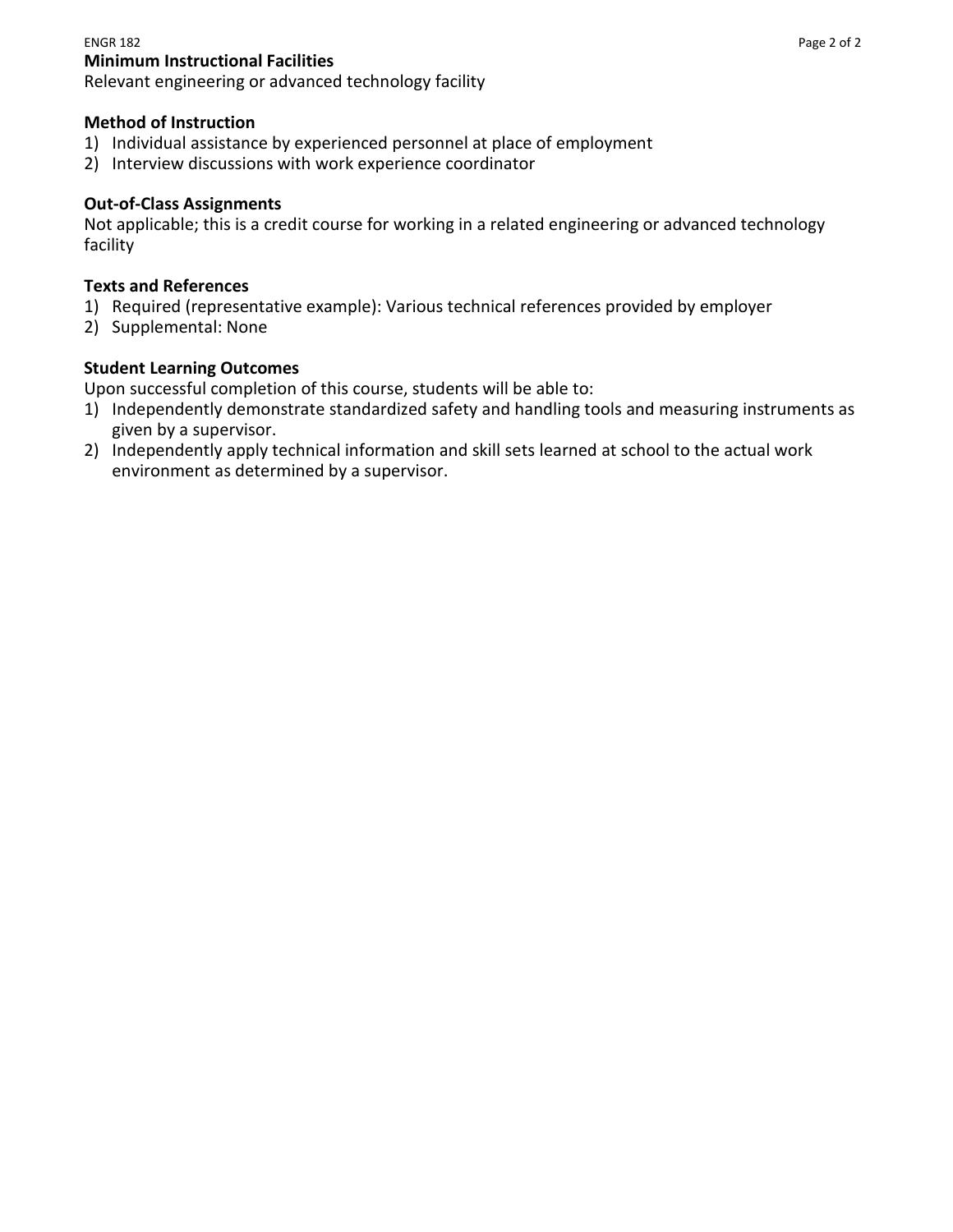**Minimum Instructional Facilities**
Relevant engineering or advanced technology facility

**Method of Instruction**

1) Individual assistance by experienced personnel at place of employment
2) Interview discussions with work experience coordinator

**Out-of-Class Assignments**
Not applicable; this is a credit course for working in a related engineering or advanced technology facility

**Texts and References**

1) Required (representative example): Various technical references provided by employer
2) Supplemental: None

**Student Learning Outcomes**
Upon successful completion of this course, students will be able to:

1) Independently demonstrate standardized safety and handling tools and measuring instruments as given by a supervisor.
2) Independently apply technical information and skill sets learned at school to the actual work environment as determined by a supervisor.